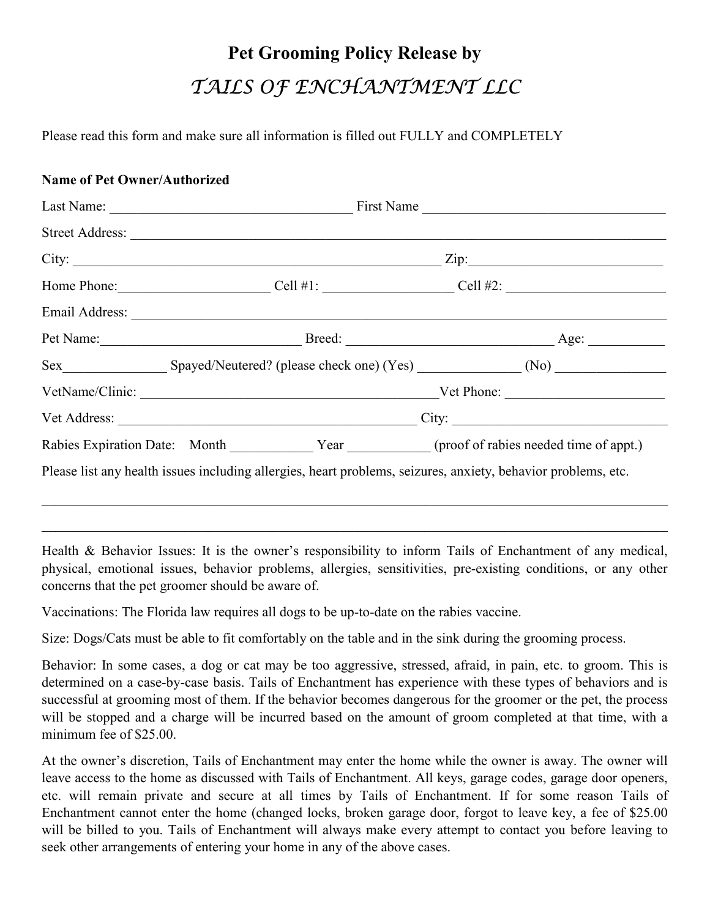# Pet Grooming Policy Release by

## *TAILS OF ENCHANTMENT LLC*

Please read this form and make sure all information is filled out FULLY and COMPLETELY

**Name of Pet Owner/Authorized**

Last Name: ___________________________________ First Name ___________________________________

Street Address: ________________________________________________________________________________

City: ___________________________________________________ Zip:____________________________

Home Phone:______________________ Cell #1: __________________ Cell #2: _______________________

Email Address: _________________________________________________________________________________

Pet Name:____________________________ Breed: _____________________________ Age: ___________

Sex_______________ Spayed/Neutered? (please check one) (Yes) _______________ (No) ________________

VetName/Clinic: ___________________________________________Vet Phone: ______________________

Vet Address: ____________________________________________ City: ______________________________

Rabies Expiration Date: Month ____________ Year ____________ (proof of rabies needed time of appt.)

Please list any health issues including allergies, heart problems, seizures, anxiety, behavior problems, etc.

_______________________________________________________________________________________________

_______________________________________________________________________________________________

Health & Behavior Issues: It is the owner's responsibility to inform Tails of Enchantment of any medical, physical, emotional issues, behavior problems, allergies, sensitivities, pre-existing conditions, or any other concerns that the pet groomer should be aware of.

Vaccinations: The Florida law requires all dogs to be up-to-date on the rabies vaccine.

Size: Dogs/Cats must be able to fit comfortably on the table and in the sink during the grooming process.

Behavior: In some cases, a dog or cat may be too aggressive, stressed, afraid, in pain, etc. to groom. This is determined on a case-by-case basis. Tails of Enchantment has experience with these types of behaviors and is successful at grooming most of them. If the behavior becomes dangerous for the groomer or the pet, the process will be stopped and a charge will be incurred based on the amount of groom completed at that time, with a minimum fee of $25.00.

At the owner's discretion, Tails of Enchantment may enter the home while the owner is away. The owner will leave access to the home as discussed with Tails of Enchantment. All keys, garage codes, garage door openers, etc. will remain private and secure at all times by Tails of Enchantment. If for some reason Tails of Enchantment cannot enter the home (changed locks, broken garage door, forgot to leave key, a fee of $25.00 will be billed to you. Tails of Enchantment will always make every attempt to contact you before leaving to seek other arrangements of entering your home in any of the above cases.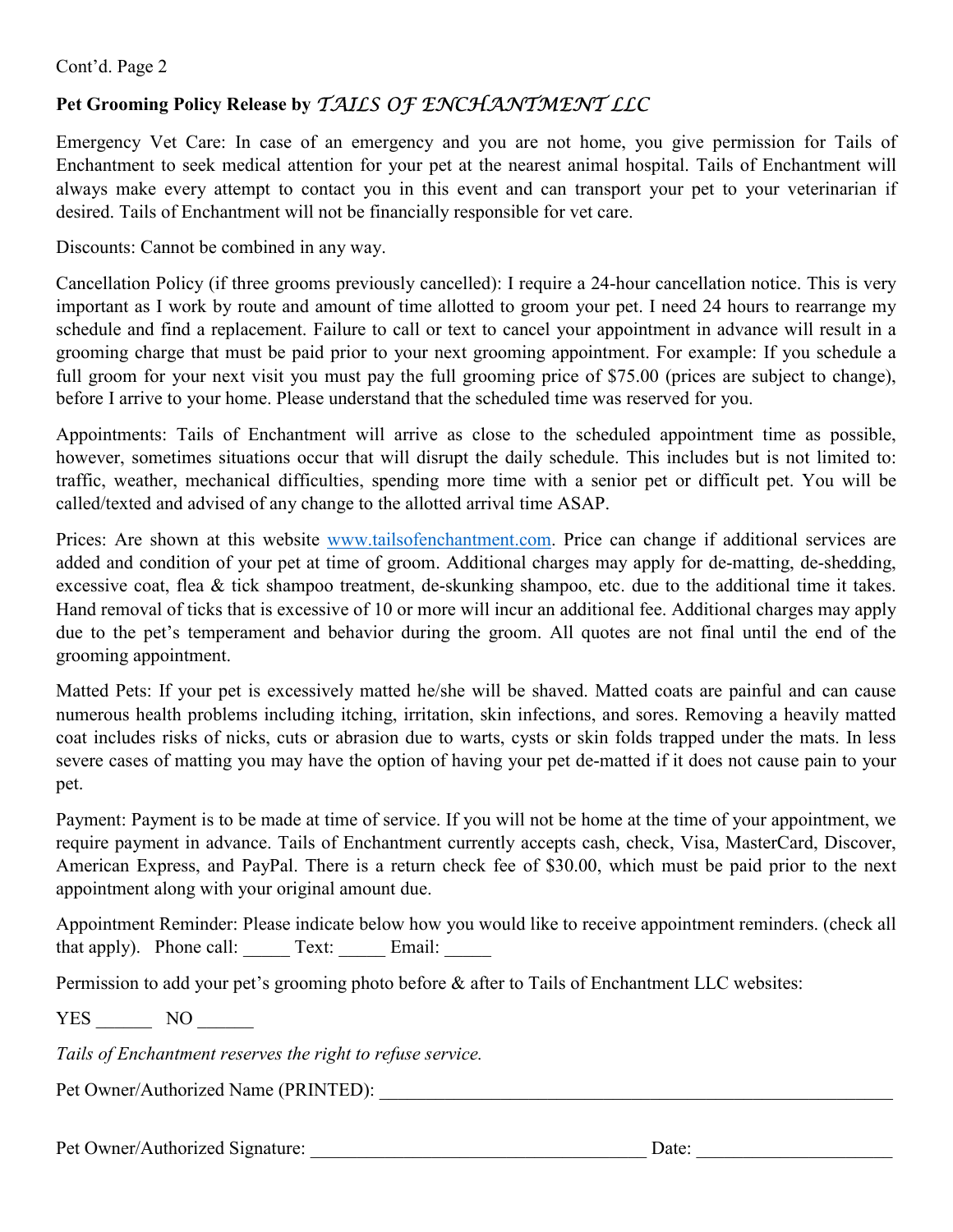Cont'd. Page 2

**Pet Grooming Policy Release by** ***TAILS OF ENCHANTMENT LLC***

Emergency Vet Care: In case of an emergency and you are not home, you give permission for Tails of Enchantment to seek medical attention for your pet at the nearest animal hospital. Tails of Enchantment will always make every attempt to contact you in this event and can transport your pet to your veterinarian if desired. Tails of Enchantment will not be financially responsible for vet care.

Discounts: Cannot be combined in any way.

Cancellation Policy (if three grooms previously cancelled): I require a 24-hour cancellation notice. This is very important as I work by route and amount of time allotted to groom your pet. I need 24 hours to rearrange my schedule and find a replacement. Failure to call or text to cancel your appointment in advance will result in a grooming charge that must be paid prior to your next grooming appointment. For example: If you schedule a full groom for your next visit you must pay the full grooming price of $75.00 (prices are subject to change), before I arrive to your home. Please understand that the scheduled time was reserved for you.

Appointments: Tails of Enchantment will arrive as close to the scheduled appointment time as possible, however, sometimes situations occur that will disrupt the daily schedule. This includes but is not limited to: traffic, weather, mechanical difficulties, spending more time with a senior pet or difficult pet. You will be called/texted and advised of any change to the allotted arrival time ASAP.

Prices: Are shown at this website [www.tailsofenchantment.com](http://www.tailsofenchantment.com). Price can change if additional services are added and condition of your pet at time of groom. Additional charges may apply for de-matting, de-shedding, excessive coat, flea & tick shampoo treatment, de-skunking shampoo, etc. due to the additional time it takes. Hand removal of ticks that is excessive of 10 or more will incur an additional fee. Additional charges may apply due to the pet's temperament and behavior during the groom. All quotes are not final until the end of the grooming appointment.

Matted Pets: If your pet is excessively matted he/she will be shaved. Matted coats are painful and can cause numerous health problems including itching, irritation, skin infections, and sores. Removing a heavily matted coat includes risks of nicks, cuts or abrasion due to warts, cysts or skin folds trapped under the mats. In less severe cases of matting you may have the option of having your pet de-matted if it does not cause pain to your pet.

Payment: Payment is to be made at time of service. If you will not be home at the time of your appointment, we require payment in advance. Tails of Enchantment currently accepts cash, check, Visa, MasterCard, Discover, American Express, and PayPal. There is a return check fee of $30.00, which must be paid prior to the next appointment along with your original amount due.

Appointment Reminder: Please indicate below how you would like to receive appointment reminders. (check all that apply). Phone call: _____ Text: _____ Email: _____

Permission to add your pet's grooming photo before & after to Tails of Enchantment LLC websites:

YES ______ NO ______

*Tails of Enchantment reserves the right to refuse service.*

Pet Owner/Authorized Name (PRINTED): ____________________________________________

Pet Owner/Authorized Signature: ______________________________ Date: ________________